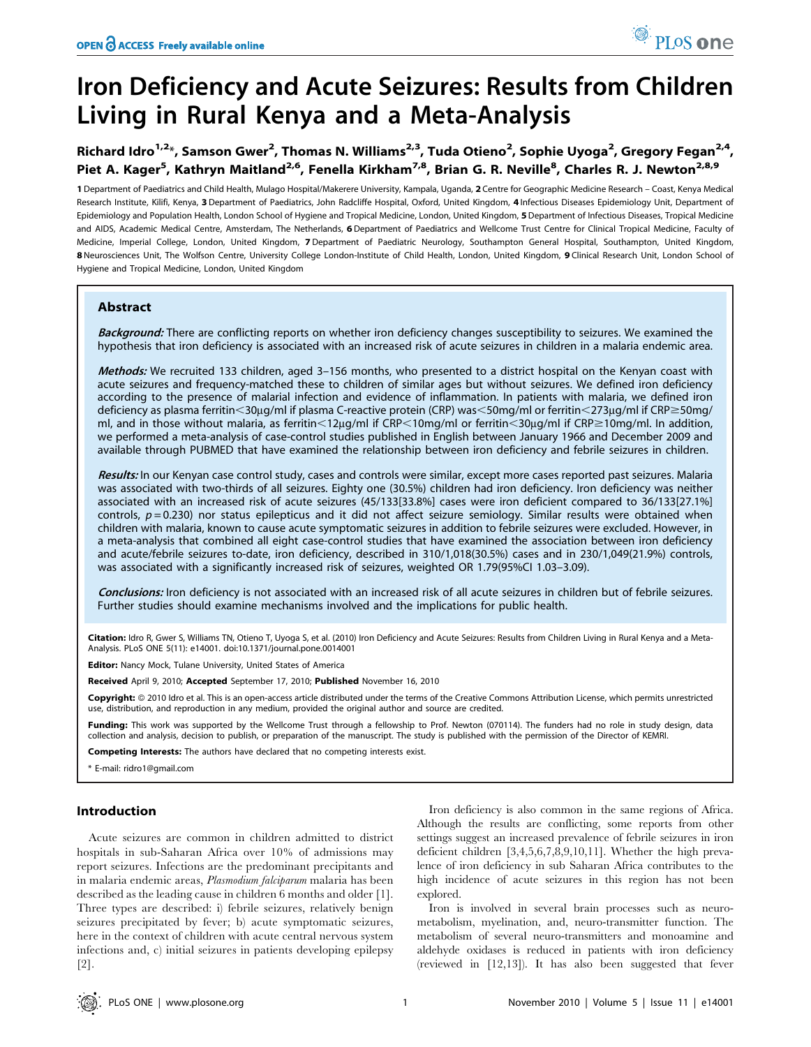# Iron Deficiency and Acute Seizures: Results from Children Living in Rural Kenya and a Meta-Analysis

Richard Idro[1,2]*, Samson Gwer[2], Thomas N. Williams[2,3], Tuda Otieno[2], Sophie Uyoga[2], Gregory Fegan[2,4], Piet A. Kager[5], Kathryn Maitland[2,6], Fenella Kirkham[7,8], Brian G. R. Neville[8], Charles R. J. Newton[2,8,9]

1 Department of Paediatrics and Child Health, Mulago Hospital/Makerere University, Kampala, Uganda, 2 Centre for Geographic Medicine Research – Coast, Kenya Medical Research Institute, Kilifi, Kenya, 3 Department of Paediatrics, John Radcliffe Hospital, Oxford, United Kingdom, 4 Infectious Diseases Epidemiology Unit, Department of Epidemiology and Population Health, London School of Hygiene and Tropical Medicine, London, United Kingdom, 5 Department of Infectious Diseases, Tropical Medicine and AIDS, Academic Medical Centre, Amsterdam, The Netherlands, 6 Department of Paediatrics and Wellcome Trust Centre for Clinical Tropical Medicine, Faculty of Medicine, Imperial College, London, United Kingdom, 7 Department of Paediatric Neurology, Southampton General Hospital, Southampton, United Kingdom, 8 Neurosciences Unit, The Wolfson Centre, University College London-Institute of Child Health, London, United Kingdom, 9 Clinical Research Unit, London School of Hygiene and Tropical Medicine, London, United Kingdom

## Abstract

***Background:*** There are conflicting reports on whether iron deficiency changes susceptibility to seizures. We examined the hypothesis that iron deficiency is associated with an increased risk of acute seizures in children in a malaria endemic area.

***Methods:*** We recruited 133 children, aged 3–156 months, who presented to a district hospital on the Kenyan coast with acute seizures and frequency-matched these to children of similar ages but without seizures. We defined iron deficiency according to the presence of malarial infection and evidence of inflammation. In patients with malaria, we defined iron deficiency as plasma ferritin<30µg/ml if plasma C-reactive protein (CRP) was<50mg/ml or ferritin<273µg/ml if CRP≥50mg/ml, and in those without malaria, as ferritin<12µg/ml if CRP<10mg/ml or ferritin<30µg/ml if CRP≥10mg/ml. In addition, we performed a meta-analysis of case-control studies published in English between January 1966 and December 2009 and available through PUBMED that have examined the relationship between iron deficiency and febrile seizures in children.

***Results:*** In our Kenyan case control study, cases and controls were similar, except more cases reported past seizures. Malaria was associated with two-thirds of all seizures. Eighty one (30.5%) children had iron deficiency. Iron deficiency was neither associated with an increased risk of acute seizures (45/133[33.8%] cases were iron deficient compared to 36/133[27.1%] controls, $p = 0.230$) nor status epilepticus and it did not affect seizure semiology. Similar results were obtained when children with malaria, known to cause acute symptomatic seizures in addition to febrile seizures were excluded. However, in a meta-analysis that combined all eight case-control studies that have examined the association between iron deficiency and acute/febrile seizures to-date, iron deficiency, described in 310/1,018(30.5%) cases and in 230/1,049(21.9%) controls, was associated with a significantly increased risk of seizures, weighted OR 1.79(95%CI 1.03–3.09).

***Conclusions:*** Iron deficiency is not associated with an increased risk of all acute seizures in children but of febrile seizures. Further studies should examine mechanisms involved and the implications for public health.

**Citation:** Idro R, Gwer S, Williams TN, Otieno T, Uyoga S, et al. (2010) Iron Deficiency and Acute Seizures: Results from Children Living in Rural Kenya and a Meta-Analysis. PLoS ONE 5(11): e14001. doi:10.1371/journal.pone.0014001

**Editor:** Nancy Mock, Tulane University, United States of America

**Received** April 9, 2010; **Accepted** September 17, 2010; **Published** November 16, 2010

**Copyright:** © 2010 Idro et al. This is an open-access article distributed under the terms of the Creative Commons Attribution License, which permits unrestricted use, distribution, and reproduction in any medium, provided the original author and source are credited.

**Funding:** This work was supported by the Wellcome Trust through a fellowship to Prof. Newton (070114). The funders had no role in study design, data collection and analysis, decision to publish, or preparation of the manuscript. The study is published with the permission of the Director of KEMRI.

**Competing Interests:** The authors have declared that no competing interests exist.

\* E-mail: ridro1@gmail.com

## Introduction

Acute seizures are common in children admitted to district hospitals in sub-Saharan Africa over 10% of admissions may report seizures. Infections are the predominant precipitants and in malaria endemic areas, *Plasmodium falciparum* malaria has been described as the leading cause in children 6 months and older [1]. Three types are described: i) febrile seizures, relatively benign seizures precipitated by fever; b) acute symptomatic seizures, here in the context of children with acute central nervous system infections and, c) initial seizures in patients developing epilepsy [2].

Iron deficiency is also common in the same regions of Africa. Although the results are conflicting, some reports from other settings suggest an increased prevalence of febrile seizures in iron deficient children [3,4,5,6,7,8,9,10,11]. Whether the high prevalence of iron deficiency in sub Saharan Africa contributes to the high incidence of acute seizures in this region has not been explored.

Iron is involved in several brain processes such as neurometabolism, myelination, and, neuro-transmitter function. The metabolism of several neuro-transmitters and monoamine and aldehyde oxidases is reduced in patients with iron deficiency (reviewed in [12,13]). It has also been suggested that fever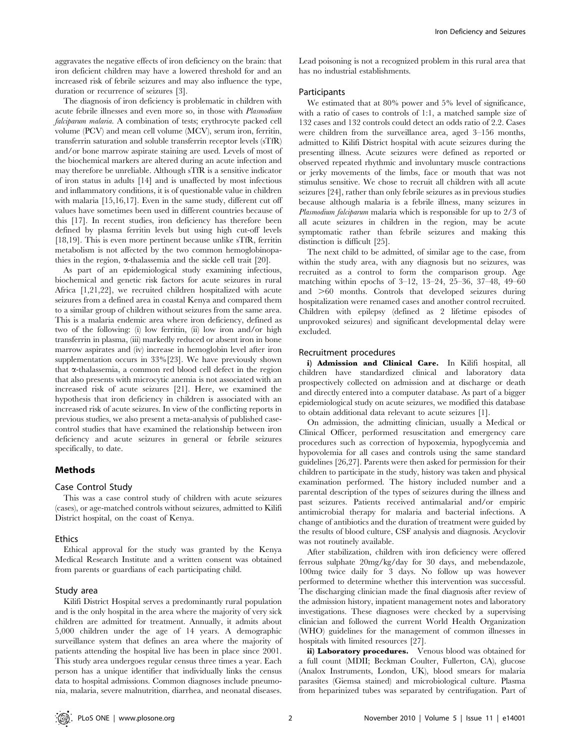aggravates the negative effects of iron deficiency on the brain: that iron deficient children may have a lowered threshold for and an increased risk of febrile seizures and may also influence the type, duration or recurrence of seizures [3].

The diagnosis of iron deficiency is problematic in children with acute febrile illnesses and even more so, in those with *Plasmodium falciparum malaria*. A combination of tests; erythrocyte packed cell volume (PCV) and mean cell volume (MCV), serum iron, ferritin, transferrin saturation and soluble transferrin receptor levels (sTfR) and/or bone marrow aspirate staining are used. Levels of most of the biochemical markers are altered during an acute infection and may therefore be unreliable. Although sTfR is a sensitive indicator of iron status in adults [14] and is unaffected by most infectious and inflammatory conditions, it is of questionable value in children with malaria [15,16,17]. Even in the same study, different cut off values have sometimes been used in different countries because of this [17]. In recent studies, iron deficiency has therefore been defined by plasma ferritin levels but using high cut-off levels [18,19]. This is even more pertinent because unlike sTfR, ferritin metabolism is not affected by the two common hemoglobinopathies in the region, α-thalassemia and the sickle cell trait [20].

As part of an epidemiological study examining infectious, biochemical and genetic risk factors for acute seizures in rural Africa [1,21,22], we recruited children hospitalized with acute seizures from a defined area in coastal Kenya and compared them to a similar group of children without seizures from the same area. This is a malaria endemic area where iron deficiency, defined as two of the following: (i) low ferritin, (ii) low iron and/or high transferrin in plasma, (iii) markedly reduced or absent iron in bone marrow aspirates and (iv) increase in hemoglobin level after iron supplementation occurs in 33% [23]. We have previously shown that α-thalassemia, a common red blood cell defect in the region that also presents with microcytic anemia is not associated with an increased risk of acute seizures [21]. Here, we examined the hypothesis that iron deficiency in children is associated with an increased risk of acute seizures. In view of the conflicting reports in previous studies, we also present a meta-analysis of published case-control studies that have examined the relationship between iron deficiency and acute seizures in general or febrile seizures specifically, to date.

## Methods

### Case Control Study

This was a case control study of children with acute seizures (cases), or age-matched controls without seizures, admitted to Kilifi District hospital, on the coast of Kenya.

### Ethics

Ethical approval for the study was granted by the Kenya Medical Research Institute and a written consent was obtained from parents or guardians of each participating child.

### Study area

Kilifi District Hospital serves a predominantly rural population and is the only hospital in the area where the majority of very sick children are admitted for treatment. Annually, it admits about 5,000 children under the age of 14 years. A demographic surveillance system that defines an area where the majority of patients attending the hospital live has been in place since 2001. This study area undergoes regular census three times a year. Each person has a unique identifier that individually links the census data to hospital admissions. Common diagnoses include pneumonia, malaria, severe malnutrition, diarrhea, and neonatal diseases. Lead poisoning is not a recognized problem in this rural area that has no industrial establishments.

### Participants

We estimated that at 80% power and 5% level of significance, with a ratio of cases to controls of 1:1, a matched sample size of 132 cases and 132 controls could detect an odds ratio of 2.2. Cases were children from the surveillance area, aged 3–156 months, admitted to Kilifi District hospital with acute seizures during the presenting illness. Acute seizures were defined as reported or observed repeated rhythmic and involuntary muscle contractions or jerky movements of the limbs, face or mouth that was not stimulus sensitive. We chose to recruit all children with all acute seizures [24], rather than only febrile seizures as in previous studies because although malaria is a febrile illness, many seizures in *Plasmodium falciparum* malaria which is responsible for up to 2/3 of all acute seizures in children in the region, may be acute symptomatic rather than febrile seizures and making this distinction is difficult [25].

The next child to be admitted, of similar age to the case, from within the study area, with any diagnosis but no seizures, was recruited as a control to form the comparison group. Age matching within epochs of 3–12, 13–24, 25–36, 37–48, 49–60 and >60 months. Controls that developed seizures during hospitalization were renamed cases and another control recruited. Children with epilepsy (defined as 2 lifetime episodes of unprovoked seizures) and significant developmental delay were excluded.

### Recruitment procedures

**i) Admission and Clinical Care.** In Kilifi hospital, all children have standardized clinical and laboratory data prospectively collected on admission and at discharge or death and directly entered into a computer database. As part of a bigger epidemiological study on acute seizures, we modified this database to obtain additional data relevant to acute seizures [1].

On admission, the admitting clinician, usually a Medical or Clinical Officer, performed resuscitation and emergency care procedures such as correction of hypoxemia, hypoglycemia and hypovolemia for all cases and controls using the same standard guidelines [26,27]. Parents were then asked for permission for their children to participate in the study, history was taken and physical examination performed. The history included number and a parental description of the types of seizures during the illness and past seizures. Patients received antimalarial and/or empiric antimicrobial therapy for malaria and bacterial infections. A change of antibiotics and the duration of treatment were guided by the results of blood culture, CSF analysis and diagnosis. Acyclovir was not routinely available.

After stabilization, children with iron deficiency were offered ferrous sulphate 20mg/kg/day for 30 days, and mebendazole, 100mg twice daily for 3 days. No follow up was however performed to determine whether this intervention was successful. The discharging clinician made the final diagnosis after review of the admission history, inpatient management notes and laboratory investigations. These diagnoses were checked by a supervising clinician and followed the current World Health Organization (WHO) guidelines for the management of common illnesses in hospitals with limited resources [27].

**ii) Laboratory procedures.** Venous blood was obtained for a full count (MDII; Beckman Coulter, Fullerton, CA), glucose (Analox Instruments, London, UK), blood smears for malaria parasites (Giemsa stained) and microbiological culture. Plasma from heparinized tubes was separated by centrifugation. Part of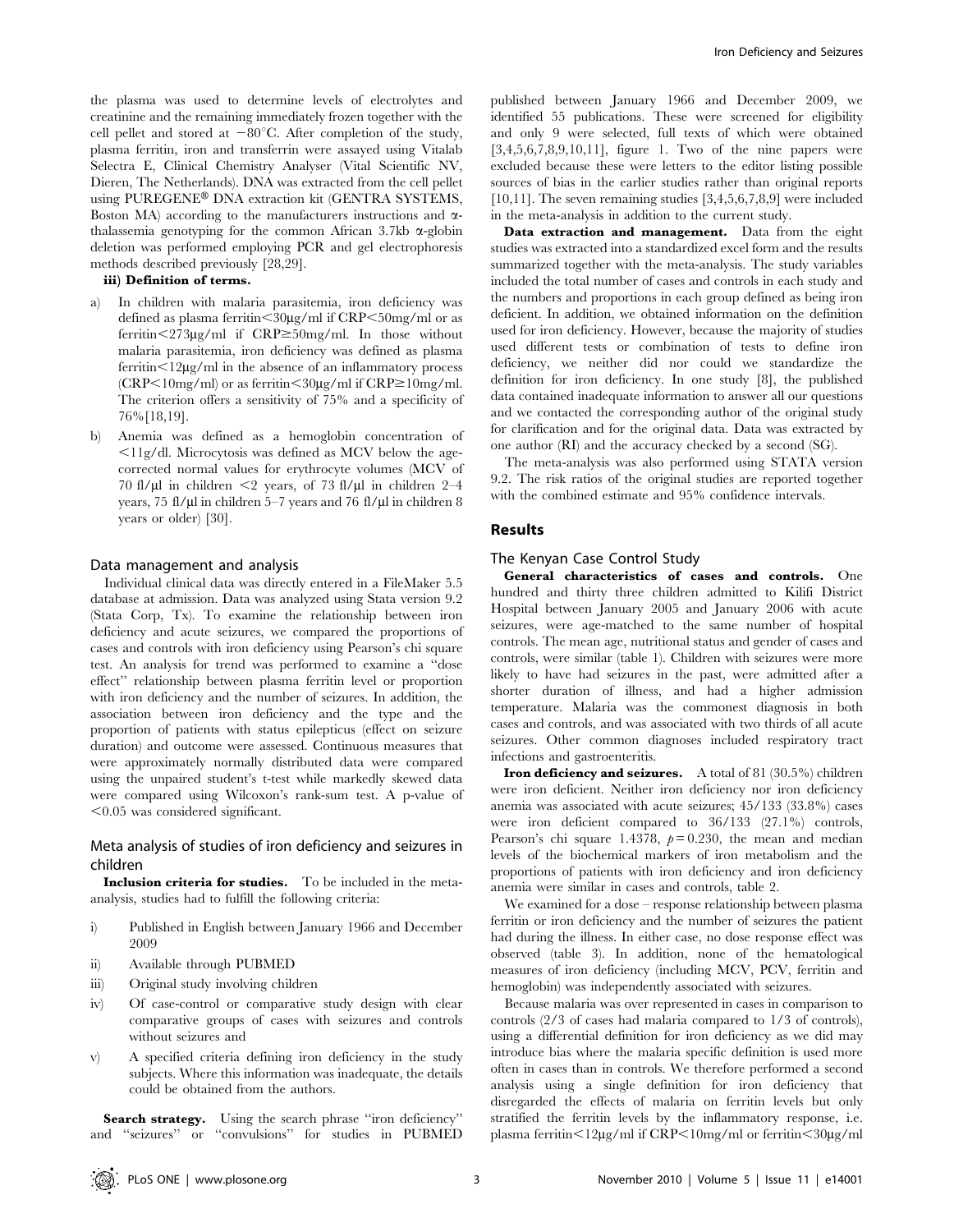the plasma was used to determine levels of electrolytes and creatinine and the remaining immediately frozen together with the cell pellet and stored at −80°C. After completion of the study, plasma ferritin, iron and transferrin were assayed using Vitalab Selectra E, Clinical Chemistry Analyser (Vital Scientific NV, Dieren, The Netherlands). DNA was extracted from the cell pellet using PUREGENE® DNA extraction kit (GENTRA SYSTEMS, Boston MA) according to the manufacturers instructions and α-thalassemia genotyping for the common African 3.7kb α-globin deletion was performed employing PCR and gel electrophoresis methods described previously [28,29].

**iii) Definition of terms.**

a) In children with malaria parasitemia, iron deficiency was defined as plasma ferritin<30µg/ml if CRP<50mg/ml or as ferritin<273µg/ml if CRP≥50mg/ml. In those without malaria parasitemia, iron deficiency was defined as plasma ferritin<12µg/ml in the absence of an inflammatory process (CRP<10mg/ml) or as ferritin<30µg/ml if CRP≥10mg/ml. The criterion offers a sensitivity of 75% and a specificity of 76%[18,19].

b) Anemia was defined as a hemoglobin concentration of <11g/dl. Microcytosis was defined as MCV below the age-corrected normal values for erythrocyte volumes (MCV of 70 fl/µl in children <2 years, of 73 fl/µl in children 2–4 years, 75 fl/µl in children 5–7 years and 76 fl/µl in children 8 years or older) [30].

### Data management and analysis

Individual clinical data was directly entered in a FileMaker 5.5 database at admission. Data was analyzed using Stata version 9.2 (Stata Corp, Tx). To examine the relationship between iron deficiency and acute seizures, we compared the proportions of cases and controls with iron deficiency using Pearson's chi square test. An analysis for trend was performed to examine a "dose effect" relationship between plasma ferritin level or proportion with iron deficiency and the number of seizures. In addition, the association between iron deficiency and the type and the proportion of patients with status epilepticus (effect on seizure duration) and outcome were assessed. Continuous measures that were approximately normally distributed data were compared using the unpaired student's t-test while markedly skewed data were compared using Wilcoxon's rank-sum test. A p-value of <0.05 was considered significant.

### Meta analysis of studies of iron deficiency and seizures in children

**Inclusion criteria for studies.** To be included in the meta-analysis, studies had to fulfill the following criteria:

i) Published in English between January 1966 and December 2009
ii) Available through PUBMED
iii) Original study involving children
iv) Of case-control or comparative study design with clear comparative groups of cases with seizures and controls without seizures and
v) A specified criteria defining iron deficiency in the study subjects. Where this information was inadequate, the details could be obtained from the authors.

**Search strategy.** Using the search phrase "iron deficiency" and "seizures" or "convulsions" for studies in PUBMED published between January 1966 and December 2009, we identified 55 publications. These were screened for eligibility and only 9 were selected, full texts of which were obtained [3,4,5,6,7,8,9,10,11], figure 1. Two of the nine papers were excluded because these were letters to the editor listing possible sources of bias in the earlier studies rather than original reports [10,11]. The seven remaining studies [3,4,5,6,7,8,9] were included in the meta-analysis in addition to the current study.

**Data extraction and management.** Data from the eight studies was extracted into a standardized excel form and the results summarized together with the meta-analysis. The study variables included the total number of cases and controls in each study and the numbers and proportions in each group defined as being iron deficient. In addition, we obtained information on the definition used for iron deficiency. However, because the majority of studies used different tests or combination of tests to define iron deficiency, we neither did nor could we standardize the definition for iron deficiency. In one study [8], the published data contained inadequate information to answer all our questions and we contacted the corresponding author of the original study for clarification and for the original data. Data was extracted by one author (RI) and the accuracy checked by a second (SG).

The meta-analysis was also performed using STATA version 9.2. The risk ratios of the original studies are reported together with the combined estimate and 95% confidence intervals.

## Results

### The Kenyan Case Control Study

**General characteristics of cases and controls.** One hundred and thirty three children admitted to Kilifi District Hospital between January 2005 and January 2006 with acute seizures, were age-matched to the same number of hospital controls. The mean age, nutritional status and gender of cases and controls, were similar (table 1). Children with seizures were more likely to have had seizures in the past, were admitted after a shorter duration of illness, and had a higher admission temperature. Malaria was the commonest diagnosis in both cases and controls, and was associated with two thirds of all acute seizures. Other common diagnoses included respiratory tract infections and gastroenteritis.

**Iron deficiency and seizures.** A total of 81 (30.5%) children were iron deficient. Neither iron deficiency nor iron deficiency anemia was associated with acute seizures; 45/133 (33.8%) cases were iron deficient compared to 36/133 (27.1%) controls, Pearson's chi square 1.4378, $p = 0.230$, the mean and median levels of the biochemical markers of iron metabolism and the proportions of patients with iron deficiency and iron deficiency anemia were similar in cases and controls, table 2.

We examined for a dose – response relationship between plasma ferritin or iron deficiency and the number of seizures the patient had during the illness. In either case, no dose response effect was observed (table 3). In addition, none of the hematological measures of iron deficiency (including MCV, PCV, ferritin and hemoglobin) was independently associated with seizures.

Because malaria was over represented in cases in comparison to controls (2/3 of cases had malaria compared to 1/3 of controls), using a differential definition for iron deficiency as we did may introduce bias where the malaria specific definition is used more often in cases than in controls. We therefore performed a second analysis using a single definition for iron deficiency that disregarded the effects of malaria on ferritin levels but only stratified the ferritin levels by the inflammatory response, i.e. plasma ferritin<12µg/ml if CRP<10mg/ml or ferritin<30µg/ml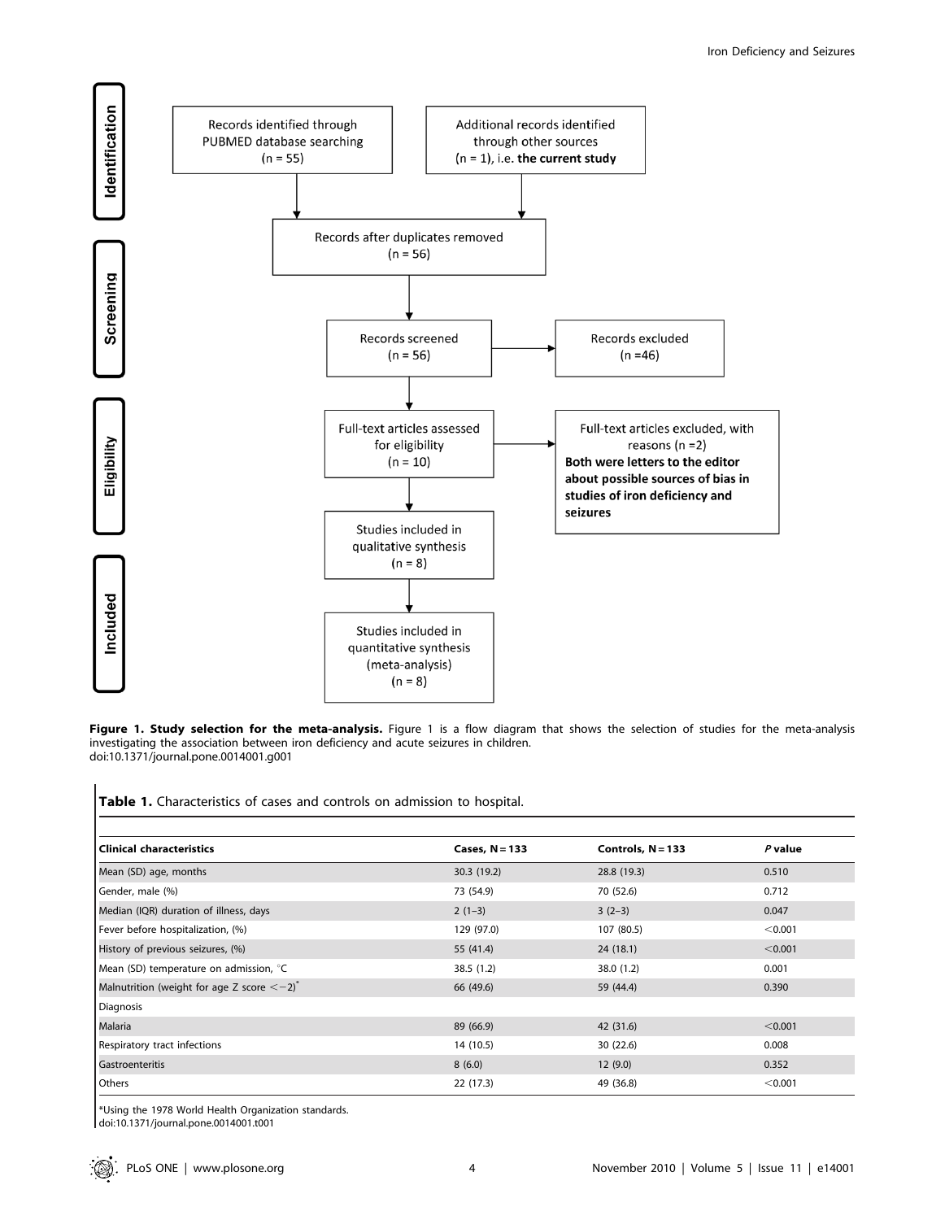Identification

Records identified through PUBMED database searching (n = 55)

Additional records identified through other sources (n = 1), i.e. **the current study**

Records after duplicates removed (n = 56)

Screening

Records screened (n = 56)

Records excluded (n =46)

Eligibility

Full-text articles assessed for eligibility (n = 10)

Full-text articles excluded, with reasons (n =2) **Both were letters to the editor about possible sources of bias in studies of iron deficiency and seizures**

Included

Studies included in qualitative synthesis (n = 8)

Studies included in quantitative synthesis (meta-analysis) (n = 8)

**Figure 1. Study selection for the meta-analysis.** Figure 1 is a flow diagram that shows the selection of studies for the meta-analysis investigating the association between iron deficiency and acute seizures in children.
doi:10.1371/journal.pone.0014001.g001

**Table 1.** Characteristics of cases and controls on admission to hospital.

| Clinical characteristics | Cases, N = 133 | Controls, N = 133 | *P* value |
|---|---|---|---|
| Mean (SD) age, months | 30.3 (19.2) | 28.8 (19.3) | 0.510 |
| Gender, male (%) | 73 (54.9) | 70 (52.6) | 0.712 |
| Median (IQR) duration of illness, days | 2 (1–3) | 3 (2–3) | 0.047 |
| Fever before hospitalization, (%) | 129 (97.0) | 107 (80.5) | <0.001 |
| History of previous seizures, (%) | 55 (41.4) | 24 (18.1) | <0.001 |
| Mean (SD) temperature on admission, °C | 38.5 (1.2) | 38.0 (1.2) | 0.001 |
| Malnutrition (weight for age Z score <−2)* | 66 (49.6) | 59 (44.4) | 0.390 |
| Diagnosis | | | |
| Malaria | 89 (66.9) | 42 (31.6) | <0.001 |
| Respiratory tract infections | 14 (10.5) | 30 (22.6) | 0.008 |
| Gastroenteritis | 8 (6.0) | 12 (9.0) | 0.352 |
| Others | 22 (17.3) | 49 (36.8) | <0.001 |

*Using the 1978 World Health Organization standards.
doi:10.1371/journal.pone.0014001.t001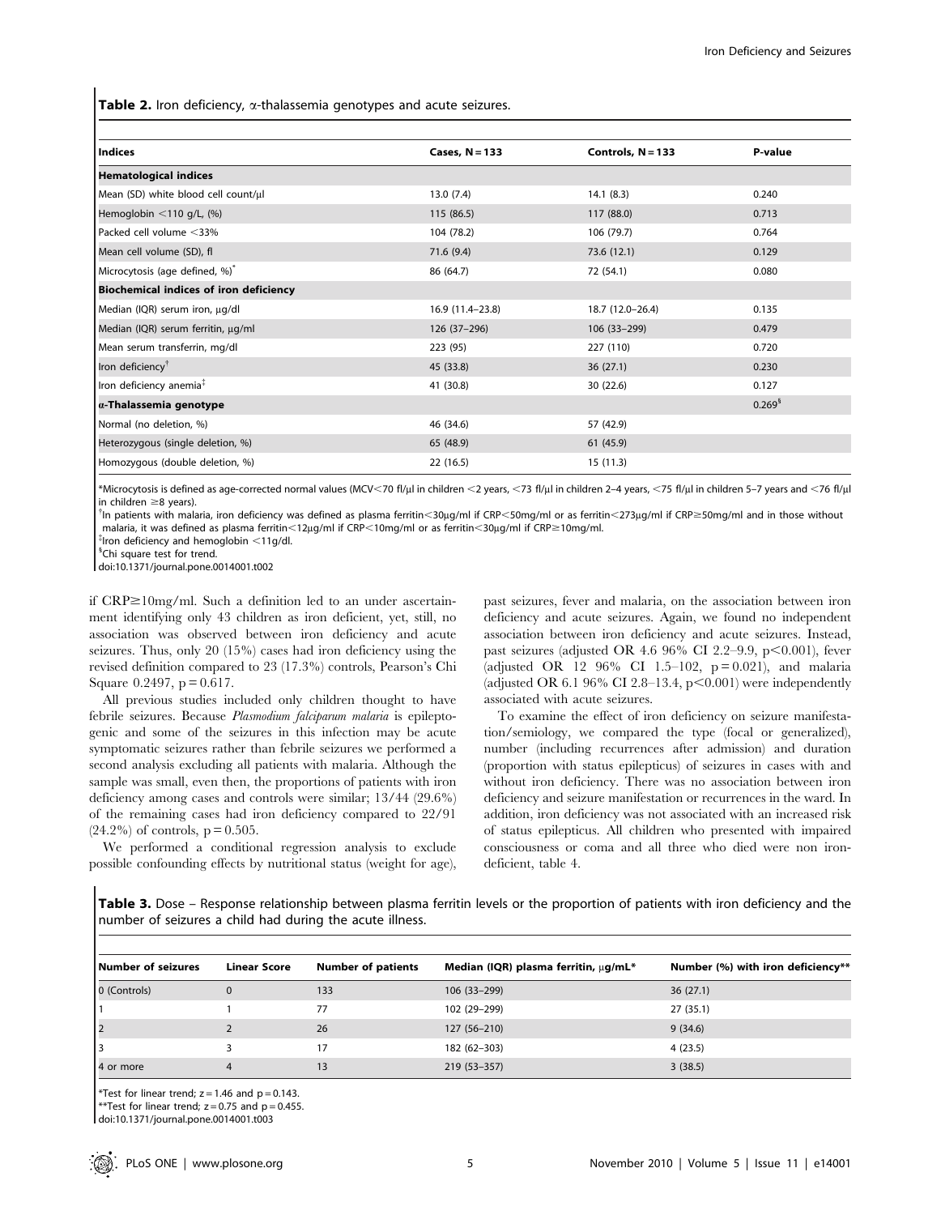**Table 2.** Iron deficiency, α-thalassemia genotypes and acute seizures.

| Indices | Cases, N = 133 | Controls, N = 133 | P-value |
|---|---|---|---|
| **Hematological indices** | | | |
| Mean (SD) white blood cell count/µl | 13.0 (7.4) | 14.1 (8.3) | 0.240 |
| Hemoglobin <110 g/L, (%) | 115 (86.5) | 117 (88.0) | 0.713 |
| Packed cell volume <33% | 104 (78.2) | 106 (79.7) | 0.764 |
| Mean cell volume (SD), fl | 71.6 (9.4) | 73.6 (12.1) | 0.129 |
| Microcytosis (age defined, %)* | 86 (64.7) | 72 (54.1) | 0.080 |
| **Biochemical indices of iron deficiency** | | | |
| Median (IQR) serum iron, µg/dl | 16.9 (11.4–23.8) | 18.7 (12.0–26.4) | 0.135 |
| Median (IQR) serum ferritin, µg/ml | 126 (37–296) | 106 (33–299) | 0.479 |
| Mean serum transferrin, mg/dl | 223 (95) | 227 (110) | 0.720 |
| Iron deficiency† | 45 (33.8) | 36 (27.1) | 0.230 |
| Iron deficiency anemia‡ | 41 (30.8) | 30 (22.6) | 0.127 |
| **α-Thalassemia genotype** | | | 0.269§ |
| Normal (no deletion, %) | 46 (34.6) | 57 (42.9) | |
| Heterozygous (single deletion, %) | 65 (48.9) | 61 (45.9) | |
| Homozygous (double deletion, %) | 22 (16.5) | 15 (11.3) | |

*Microcytosis is defined as age-corrected normal values (MCV<70 fl/µl in children <2 years, <73 fl/µl in children 2–4 years, <75 fl/µl in children 5–7 years and <76 fl/µl in children ≥8 years).
†In patients with malaria, iron deficiency was defined as plasma ferritin<30µg/ml if CRP<50mg/ml or as ferritin<273µg/ml if CRP≥50mg/ml and in those without malaria, it was defined as plasma ferritin<12µg/ml if CRP<10mg/ml or as ferritin<30µg/ml if CRP≥10mg/ml.
‡Iron deficiency and hemoglobin <11g/dl.
§Chi square test for trend.
doi:10.1371/journal.pone.0014001.t002

if CRP≥10mg/ml. Such a definition led to an under ascertainment identifying only 43 children as iron deficient, yet, still, no association was observed between iron deficiency and acute seizures. Thus, only 20 (15%) cases had iron deficiency using the revised definition compared to 23 (17.3%) controls, Pearson's Chi Square 0.2497, p = 0.617.

All previous studies included only children thought to have febrile seizures. Because *Plasmodium falciparum malaria* is epileptogenic and some of the seizures in this infection may be acute symptomatic seizures rather than febrile seizures we performed a second analysis excluding all patients with malaria. Although the sample was small, even then, the proportions of patients with iron deficiency among cases and controls were similar; 13/44 (29.6%) of the remaining cases had iron deficiency compared to 22/91 (24.2%) of controls, p = 0.505.

We performed a conditional regression analysis to exclude possible confounding effects by nutritional status (weight for age), past seizures, fever and malaria, on the association between iron deficiency and acute seizures. Again, we found no independent association between iron deficiency and acute seizures. Instead, past seizures (adjusted OR 4.6 96% CI 2.2–9.9, p<0.001), fever (adjusted OR 12 96% CI 1.5–102, p = 0.021), and malaria (adjusted OR 6.1 96% CI 2.8–13.4, p<0.001) were independently associated with acute seizures.

To examine the effect of iron deficiency on seizure manifestation/semiology, we compared the type (focal or generalized), number (including recurrences after admission) and duration (proportion with status epilepticus) of seizures in cases with and without iron deficiency. There was no association between iron deficiency and seizure manifestation or recurrences in the ward. In addition, iron deficiency was not associated with an increased risk of status epilepticus. All children who presented with impaired consciousness or coma and all three who died were non iron-deficient, table 4.

**Table 3.** Dose – Response relationship between plasma ferritin levels or the proportion of patients with iron deficiency and the number of seizures a child had during the acute illness.

| Number of seizures | Linear Score | Number of patients | Median (IQR) plasma ferritin, µg/mL* | Number (%) with iron deficiency** |
|---|---|---|---|---|
| 0 (Controls) | 0 | 133 | 106 (33–299) | 36 (27.1) |
| 1 | 1 | 77 | 102 (29–299) | 27 (35.1) |
| 2 | 2 | 26 | 127 (56–210) | 9 (34.6) |
| 3 | 3 | 17 | 182 (62–303) | 4 (23.5) |
| 4 or more | 4 | 13 | 219 (53–357) | 3 (38.5) |

*Test for linear trend; z = 1.46 and p = 0.143.
**Test for linear trend; z = 0.75 and p = 0.455.
doi:10.1371/journal.pone.0014001.t003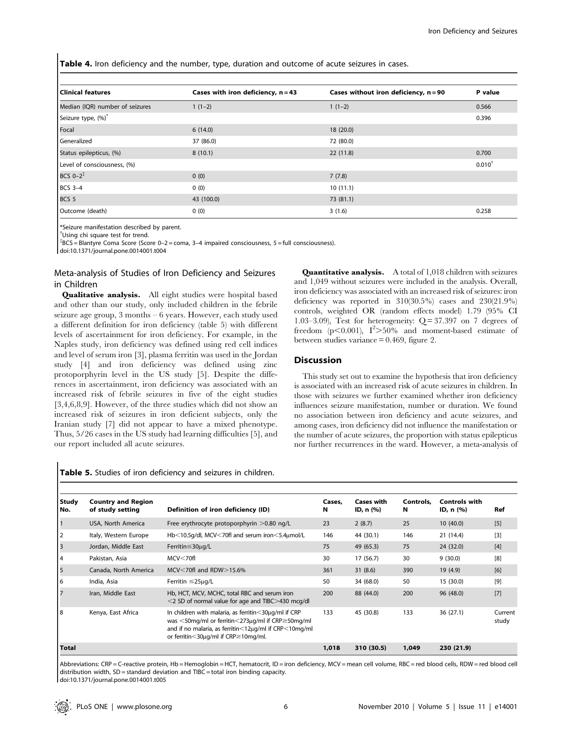**Table 4.** Iron deficiency and the number, type, duration and outcome of acute seizures in cases.

| Clinical features | Cases with iron deficiency, n = 43 | Cases without iron deficiency, n = 90 | P value |
| --- | --- | --- | --- |
| Median (IQR) number of seizures | 1 (1–2) | 1 (1–2) | 0.566 |
| Seizure type, (%)* | | | 0.396 |
| Focal | 6 (14.0) | 18 (20.0) | |
| Generalized | 37 (86.0) | 72 (80.0) | |
| Status epilepticus, (%) | 8 (10.1) | 22 (11.8) | 0.700 |
| Level of consciousness, (%) | | | 0.010† |
| BCS 0–2‡ | 0 (0) | 7 (7.8) | |
| BCS 3–4 | 0 (0) | 10 (11.1) | |
| BCS 5 | 43 (100.0) | 73 (81.1) | |
| Outcome (death) | 0 (0) | 3 (1.6) | 0.258 |

*Seizure manifestation described by parent.
†Using chi square test for trend.
‡BCS = Blantyre Coma Score (Score 0–2 = coma, 3–4 impaired consciousness, 5 = full consciousness).
doi:10.1371/journal.pone.0014001.t004

## Meta-analysis of Studies of Iron Deficiency and Seizures in Children

**Qualitative analysis.** All eight studies were hospital based and other than our study, only included children in the febrile seizure age group, 3 months – 6 years. However, each study used a different definition for iron deficiency (table 5) with different levels of ascertainment for iron deficiency. For example, in the Naples study, iron deficiency was defined using red cell indices and level of serum iron [3], plasma ferritin was used in the Jordan study [4] and iron deficiency was defined using zinc protoporphyrin level in the US study [5]. Despite the differences in ascertainment, iron deficiency was associated with an increased risk of febrile seizures in five of the eight studies [3,4,6,8,9]. However, of the three studies which did not show an increased risk of seizures in iron deficient subjects, only the Iranian study [7] did not appear to have a mixed phenotype. Thus, 5/26 cases in the US study had learning difficulties [5], and our report included all acute seizures.

**Quantitative analysis.** A total of 1,018 children with seizures and 1,049 without seizures were included in the analysis. Overall, iron deficiency was associated with an increased risk of seizures: iron deficiency was reported in 310(30.5%) cases and 230(21.9%) controls, weighted OR (random effects model) 1.79 (95% CI 1.03–3.09), Test for heterogeneity: $Q = 37.397$ on 7 degrees of freedom ($p < 0.001$), $I^2 > 50\%$ and moment-based estimate of between studies variance = 0.469, figure 2.

## Discussion

This study set out to examine the hypothesis that iron deficiency is associated with an increased risk of acute seizures in children. In those with seizures we further examined whether iron deficiency influences seizure manifestation, number or duration. We found no association between iron deficiency and acute seizures, and among cases, iron deficiency did not influence the manifestation or the number of acute seizures, the proportion with status epilepticus nor further recurrences in the ward. However, a meta-analysis of

**Table 5.** Studies of iron deficiency and seizures in children.

| Study No. | Country and Region of study setting | Definition of iron deficiency (ID) | Cases, N | Cases with ID, n (%) | Controls, N | Controls with ID, n (%) | Ref |
| --- | --- | --- | --- | --- | --- | --- | --- |
| 1 | USA, North America | Free erythrocyte protoporphyrin >0.80 ng/L | 23 | 2 (8.7) | 25 | 10 (40.0) | [5] |
| 2 | Italy, Western Europe | Hb<10.5g/dl, MCV<70fl and serum iron<5.4µmol/L | 146 | 44 (30.1) | 146 | 21 (14.4) | [3] |
| 3 | Jordan, Middle East | Ferritin≤30µg/L | 75 | 49 (65.3) | 75 | 24 (32.0) | [4] |
| 4 | Pakistan, Asia | MCV<70fl | 30 | 17 (56.7) | 30 | 9 (30.0) | [8] |
| 5 | Canada, North America | MCV<70fl and RDW>15.6% | 361 | 31 (8.6) | 390 | 19 (4.9) | [6] |
| 6 | India, Asia | Ferritin ≤25µg/L | 50 | 34 (68.0) | 50 | 15 (30.0) | [9] |
| 7 | Iran, Middle East | Hb, HCT, MCV, MCHC, total RBC and serum iron <2 SD of normal value for age and TIBC>430 mcg/dl | 200 | 88 (44.0) | 200 | 96 (48.0) | [7] |
| 8 | Kenya, East Africa | In children with malaria, as ferritin<30µg/ml if CRP was <50mg/ml or ferritin<273µg/ml if CRP≥50mg/ml and if no malaria, as ferritin<12µg/ml if CRP<10mg/ml or ferritin<30µg/ml if CRP≥10mg/ml. | 133 | 45 (30.8) | 133 | 36 (27.1) | Current study |
| **Total** | | | **1,018** | **310 (30.5)** | **1,049** | **230 (21.9)** | |

Abbreviations: CRP = C-reactive protein, Hb = Hemoglobin = HCT, hematocrit, ID = iron deficiency, MCV = mean cell volume, RBC = red blood cells, RDW = red blood cell distribution width, SD = standard deviation and TIBC = total iron binding capacity.
doi:10.1371/journal.pone.0014001.t005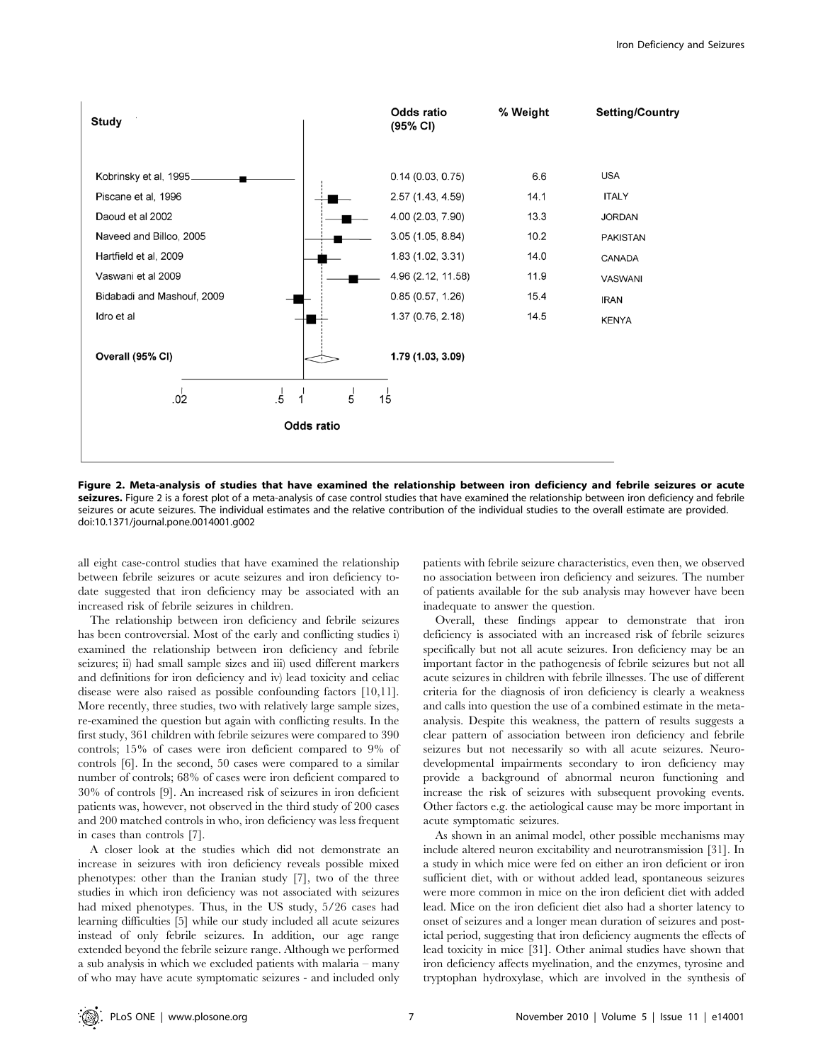| Study | Odds ratio (95% CI) | % Weight | Setting/Country |
| --- | --- | --- | --- |
| Kobrinsky et al, 1995 | 0.14 (0.03, 0.75) | 6.6 | USA |
| Piscane et al, 1996 | 2.57 (1.43, 4.59) | 14.1 | ITALY |
| Daoud et al 2002 | 4.00 (2.03, 7.90) | 13.3 | JORDAN |
| Naveed and Billoo, 2005 | 3.05 (1.05, 8.84) | 10.2 | PAKISTAN |
| Hartfield et al, 2009 | 1.83 (1.02, 3.31) | 14.0 | CANADA |
| Vaswani et al 2009 | 4.96 (2.12, 11.58) | 11.9 | VASWANI |
| Bidabadi and Mashouf, 2009 | 0.85 (0.57, 1.26) | 15.4 | IRAN |
| Idro et al | 1.37 (0.76, 2.18) | 14.5 | KENYA |
| Overall (95% CI) | 1.79 (1.03, 3.09) | | |

**Figure 2. Meta-analysis of studies that have examined the relationship between iron deficiency and febrile seizures or acute seizures.** Figure 2 is a forest plot of a meta-analysis of case control studies that have examined the relationship between iron deficiency and febrile seizures or acute seizures. The individual estimates and the relative contribution of the individual studies to the overall estimate are provided.
doi:10.1371/journal.pone.0014001.g002

all eight case-control studies that have examined the relationship between febrile seizures or acute seizures and iron deficiency to-date suggested that iron deficiency may be associated with an increased risk of febrile seizures in children.

The relationship between iron deficiency and febrile seizures has been controversial. Most of the early and conflicting studies i) examined the relationship between iron deficiency and febrile seizures; ii) had small sample sizes and iii) used different markers and definitions for iron deficiency and iv) lead toxicity and celiac disease were also raised as possible confounding factors [10,11]. More recently, three studies, two with relatively large sample sizes, re-examined the question but again with conflicting results. In the first study, 361 children with febrile seizures were compared to 390 controls; 15% of cases were iron deficient compared to 9% of controls [6]. In the second, 50 cases were compared to a similar number of controls; 68% of cases were iron deficient compared to 30% of controls [9]. An increased risk of seizures in iron deficient patients was, however, not observed in the third study of 200 cases and 200 matched controls in who, iron deficiency was less frequent in cases than controls [7].

A closer look at the studies which did not demonstrate an increase in seizures with iron deficiency reveals possible mixed phenotypes: other than the Iranian study [7], two of the three studies in which iron deficiency was not associated with seizures had mixed phenotypes. Thus, in the US study, 5/26 cases had learning difficulties [5] while our study included all acute seizures instead of only febrile seizures. In addition, our age range extended beyond the febrile seizure range. Although we performed a sub analysis in which we excluded patients with malaria – many of who may have acute symptomatic seizures - and included only patients with febrile seizure characteristics, even then, we observed no association between iron deficiency and seizures. The number of patients available for the sub analysis may however have been inadequate to answer the question.

Overall, these findings appear to demonstrate that iron deficiency is associated with an increased risk of febrile seizures specifically but not all acute seizures. Iron deficiency may be an important factor in the pathogenesis of febrile seizures but not all acute seizures in children with febrile illnesses. The use of different criteria for the diagnosis of iron deficiency is clearly a weakness and calls into question the use of a combined estimate in the meta-analysis. Despite this weakness, the pattern of results suggests a clear pattern of association between iron deficiency and febrile seizures but not necessarily so with all acute seizures. Neuro-developmental impairments secondary to iron deficiency may provide a background of abnormal neuron functioning and increase the risk of seizures with subsequent provoking events. Other factors e.g. the aetiological cause may be more important in acute symptomatic seizures.

As shown in an animal model, other possible mechanisms may include altered neuron excitability and neurotransmission [31]. In a study in which mice were fed on either an iron deficient or iron sufficient diet, with or without added lead, spontaneous seizures were more common in mice on the iron deficient diet with added lead. Mice on the iron deficient diet also had a shorter latency to onset of seizures and a longer mean duration of seizures and post-ictal period, suggesting that iron deficiency augments the effects of lead toxicity in mice [31]. Other animal studies have shown that iron deficiency affects myelination, and the enzymes, tyrosine and tryptophan hydroxylase, which are involved in the synthesis of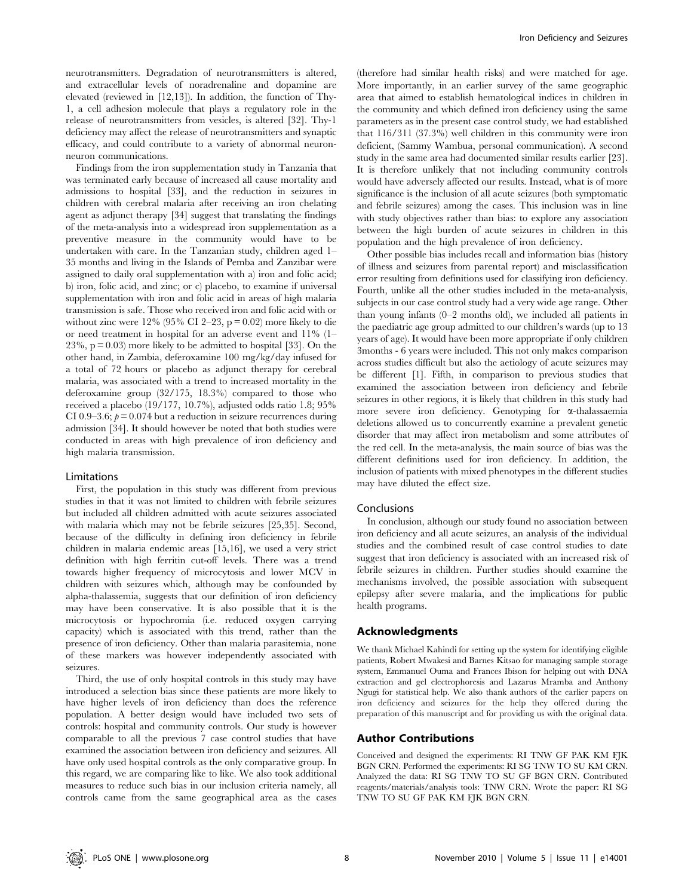neurotransmitters. Degradation of neurotransmitters is altered, and extracellular levels of noradrenaline and dopamine are elevated (reviewed in [12,13]). In addition, the function of Thy-1, a cell adhesion molecule that plays a regulatory role in the release of neurotransmitters from vesicles, is altered [32]. Thy-1 deficiency may affect the release of neurotransmitters and synaptic efficacy, and could contribute to a variety of abnormal neuron-neuron communications.

Findings from the iron supplementation study in Tanzania that was terminated early because of increased all cause mortality and admissions to hospital [33], and the reduction in seizures in children with cerebral malaria after receiving an iron chelating agent as adjunct therapy [34] suggest that translating the findings of the meta-analysis into a widespread iron supplementation as a preventive measure in the community would have to be undertaken with care. In the Tanzanian study, children aged 1–35 months and living in the Islands of Pemba and Zanzibar were assigned to daily oral supplementation with a) iron and folic acid; b) iron, folic acid, and zinc; or c) placebo, to examine if universal supplementation with iron and folic acid in areas of high malaria transmission is safe. Those who received iron and folic acid with or without zinc were 12% (95% CI 2–23, $p = 0.02$) more likely to die or need treatment in hospital for an adverse event and 11% (1–23%, $p = 0.03$) more likely to be admitted to hospital [33]. On the other hand, in Zambia, deferoxamine 100 mg/kg/day infused for a total of 72 hours or placebo as adjunct therapy for cerebral malaria, was associated with a trend to increased mortality in the deferoxamine group (32/175, 18.3%) compared to those who received a placebo (19/177, 10.7%), adjusted odds ratio 1.8; 95% CI 0.9–3.6; $p = 0.074$ but a reduction in seizure recurrences during admission [34]. It should however be noted that both studies were conducted in areas with high prevalence of iron deficiency and high malaria transmission.

### Limitations

First, the population in this study was different from previous studies in that it was not limited to children with febrile seizures but included all children admitted with acute seizures associated with malaria which may not be febrile seizures [25,35]. Second, because of the difficulty in defining iron deficiency in febrile children in malaria endemic areas [15,16], we used a very strict definition with high ferritin cut-off levels. There was a trend towards higher frequency of microcytosis and lower MCV in children with seizures which, although may be confounded by alpha-thalassemia, suggests that our definition of iron deficiency may have been conservative. It is also possible that it is the microcytosis or hypochromia (i.e. reduced oxygen carrying capacity) which is associated with this trend, rather than the presence of iron deficiency. Other than malaria parasitemia, none of these markers was however independently associated with seizures.

Third, the use of only hospital controls in this study may have introduced a selection bias since these patients are more likely to have higher levels of iron deficiency than does the reference population. A better design would have included two sets of controls: hospital and community controls. Our study is however comparable to all the previous 7 case control studies that have examined the association between iron deficiency and seizures. All have only used hospital controls as the only comparative group. In this regard, we are comparing like to like. We also took additional measures to reduce such bias in our inclusion criteria namely, all controls came from the same geographical area as the cases (therefore had similar health risks) and were matched for age. More importantly, in an earlier survey of the same geographic area that aimed to establish hematological indices in children in the community and which defined iron deficiency using the same parameters as in the present case control study, we had established that 116/311 (37.3%) well children in this community were iron deficient, (Sammy Wambua, personal communication). A second study in the same area had documented similar results earlier [23]. It is therefore unlikely that not including community controls would have adversely affected our results. Instead, what is of more significance is the inclusion of all acute seizures (both symptomatic and febrile seizures) among the cases. This inclusion was in line with study objectives rather than bias: to explore any association between the high burden of acute seizures in children in this population and the high prevalence of iron deficiency.

Other possible bias includes recall and information bias (history of illness and seizures from parental report) and misclassification error resulting from definitions used for classifying iron deficiency. Fourth, unlike all the other studies included in the meta-analysis, subjects in our case control study had a very wide age range. Other than young infants (0–2 months old), we included all patients in the paediatric age group admitted to our children's wards (up to 13 years of age). It would have been more appropriate if only children 3months - 6 years were included. This not only makes comparison across studies difficult but also the aetiology of acute seizures may be different [1]. Fifth, in comparison to previous studies that examined the association between iron deficiency and febrile seizures in other regions, it is likely that children in this study had more severe iron deficiency. Genotyping for α-thalassaemia deletions allowed us to concurrently examine a prevalent genetic disorder that may affect iron metabolism and some attributes of the red cell. In the meta-analysis, the main source of bias was the different definitions used for iron deficiency. In addition, the inclusion of patients with mixed phenotypes in the different studies may have diluted the effect size.

### Conclusions

In conclusion, although our study found no association between iron deficiency and all acute seizures, an analysis of the individual studies and the combined result of case control studies to date suggest that iron deficiency is associated with an increased risk of febrile seizures in children. Further studies should examine the mechanisms involved, the possible association with subsequent epilepsy after severe malaria, and the implications for public health programs.

## Acknowledgments

We thank Michael Kahindi for setting up the system for identifying eligible patients, Robert Mwakesi and Barnes Kitsao for managing sample storage system, Emmanuel Ouma and Frances Ibison for helping out with DNA extraction and gel electrophoresis and Lazarus Mramba and Anthony Ngugi for statistical help. We also thank authors of the earlier papers on iron deficiency and seizures for the help they offered during the preparation of this manuscript and for providing us with the original data.

## Author Contributions

Conceived and designed the experiments: RI TNW GF PAK KM FJK BGN CRN. Performed the experiments: RI SG TNW TO SU KM CRN. Analyzed the data: RI SG TNW TO SU GF BGN CRN. Contributed reagents/materials/analysis tools: TNW CRN. Wrote the paper: RI SG TNW TO SU GF PAK KM FJK BGN CRN.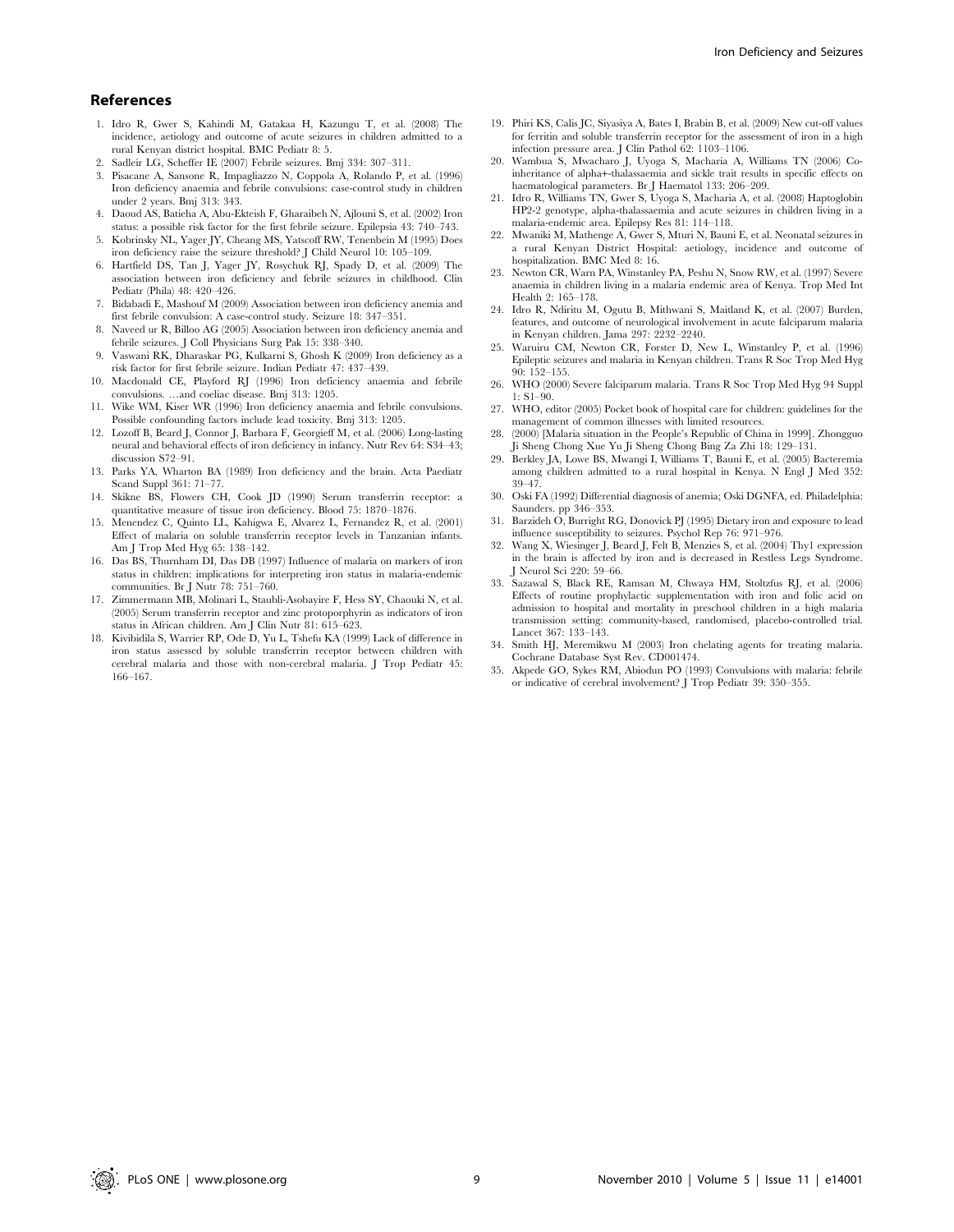## References

1. Idro R, Gwer S, Kahindi M, Gatakaa H, Kazungu T, et al. (2008) The incidence, aetiology and outcome of acute seizures in children admitted to a rural Kenyan district hospital. BMC Pediatr 8: 5.
2. Sadleir LG, Scheffer IE (2007) Febrile seizures. Bmj 334: 307–311.
3. Pisacane A, Sansone R, Impagliazzo N, Coppola A, Rolando P, et al. (1996) Iron deficiency anaemia and febrile convulsions: case-control study in children under 2 years. Bmj 313: 343.
4. Daoud AS, Batieha A, Abu-Ekteish F, Gharaibeh N, Ajlouni S, et al. (2002) Iron status: a possible risk factor for the first febrile seizure. Epilepsia 43: 740–743.
5. Kobrinsky NL, Yager JY, Cheang MS, Yatscoff RW, Tenenbein M (1995) Does iron deficiency raise the seizure threshold? J Child Neurol 10: 105–109.
6. Hartfield DS, Tan J, Yager JY, Rosychuk RJ, Spady D, et al. (2009) The association between iron deficiency and febrile seizures in childhood. Clin Pediatr (Phila) 48: 420–426.
7. Bidabadi E, Mashouf M (2009) Association between iron deficiency anemia and first febrile convulsion: A case-control study. Seizure 18: 347–351.
8. Naveed ur R, Billoo AG (2005) Association between iron deficiency anemia and febrile seizures. J Coll Physicians Surg Pak 15: 338–340.
9. Vaswani RK, Dharaskar PG, Kulkarni S, Ghosh K (2009) Iron deficiency as a risk factor for first febrile seizure. Indian Pediatr 47: 437–439.
10. Macdonald CE, Playford RJ (1996) Iron deficiency anaemia and febrile convulsions. …and coeliac disease. Bmj 313: 1205.
11. Wike WM, Kiser WR (1996) Iron deficiency anaemia and febrile convulsions. Possible confounding factors include lead toxicity. Bmj 313: 1205.
12. Lozoff B, Beard J, Connor J, Barbara F, Georgieff M, et al. (2006) Long-lasting neural and behavioral effects of iron deficiency in infancy. Nutr Rev 64: S34–43; discussion S72–91.
13. Parks YA, Wharton BA (1989) Iron deficiency and the brain. Acta Paediatr Scand Suppl 361: 71–77.
14. Skikne BS, Flowers CH, Cook JD (1990) Serum transferrin receptor: a quantitative measure of tissue iron deficiency. Blood 75: 1870–1876.
15. Menendez C, Quinto LL, Kahigwa E, Alvarez L, Fernandez R, et al. (2001) Effect of malaria on soluble transferrin receptor levels in Tanzanian infants. Am J Trop Med Hyg 65: 138–142.
16. Das BS, Thurnham DI, Das DB (1997) Influence of malaria on markers of iron status in children: implications for interpreting iron status in malaria-endemic communities. Br J Nutr 78: 751–760.
17. Zimmermann MB, Molinari L, Staubli-Asobayire F, Hess SY, Chaouki N, et al. (2005) Serum transferrin receptor and zinc protoporphyrin as indicators of iron status in African children. Am J Clin Nutr 81: 615–623.
18. Kivibidila S, Warrier RP, Ode D, Yu L, Tshefu KA (1999) Lack of difference in iron status assessed by soluble transferrin receptor between children with cerebral malaria and those with non-cerebral malaria. J Trop Pediatr 45: 166–167.
19. Phiri KS, Calis JC, Siyasiya A, Bates I, Brabin B, et al. (2009) New cut-off values for ferritin and soluble transferrin receptor for the assessment of iron in a high infection pressure area. J Clin Pathol 62: 1103–1106.
20. Wambua S, Mwacharo J, Uyoga S, Macharia A, Williams TN (2006) Co-inheritance of alpha+-thalassaemia and sickle trait results in specific effects on haematological parameters. Br J Haematol 133: 206–209.
21. Idro R, Williams TN, Gwer S, Uyoga S, Macharia A, et al. (2008) Haptoglobin HP2-2 genotype, alpha-thalassaemia and acute seizures in children living in a malaria-endemic area. Epilepsy Res 81: 114–118.
22. Mwaniki M, Mathenge A, Gwer S, Mturi N, Bauni E, et al. Neonatal seizures in a rural Kenyan District Hospital: aetiology, incidence and outcome of hospitalization. BMC Med 8: 16.
23. Newton CR, Warn PA, Winstanley PA, Peshu N, Snow RW, et al. (1997) Severe anaemia in children living in a malaria endemic area of Kenya. Trop Med Int Health 2: 165–178.
24. Idro R, Ndiritu M, Ogutu B, Mithwani S, Maitland K, et al. (2007) Burden, features, and outcome of neurological involvement in acute falciparum malaria in Kenyan children. Jama 297: 2232–2240.
25. Waruiru CM, Newton CR, Forster D, New L, Winstanley P, et al. (1996) Epileptic seizures and malaria in Kenyan children. Trans R Soc Trop Med Hyg 90: 152–155.
26. WHO (2000) Severe falciparum malaria. Trans R Soc Trop Med Hyg 94 Suppl 1: S1–90.
27. WHO, editor (2005) Pocket book of hospital care for children: guidelines for the management of common illnesses with limited resources.
28. (2000) [Malaria situation in the People's Republic of China in 1999]. Zhongguo Ji Sheng Chong Xue Yu Ji Sheng Chong Bing Za Zhi 18: 129–131.
29. Berkley JA, Lowe BS, Mwangi I, Williams T, Bauni E, et al. (2005) Bacteremia among children admitted to a rural hospital in Kenya. N Engl J Med 352: 39–47.
30. Oski FA (1992) Differential diagnosis of anemia; Oski DGNFA, ed. Philadelphia: Saunders. pp 346–353.
31. Barzideh O, Burright RG, Donovick PJ (1995) Dietary iron and exposure to lead influence susceptibility to seizures. Psychol Rep 76: 971–976.
32. Wang X, Wiesinger J, Beard J, Felt B, Menzies S, et al. (2004) Thy1 expression in the brain is affected by iron and is decreased in Restless Legs Syndrome. J Neurol Sci 220: 59–66.
33. Sazawal S, Black RE, Ramsan M, Chwaya HM, Stoltzfus RJ, et al. (2006) Effects of routine prophylactic supplementation with iron and folic acid on admission to hospital and mortality in preschool children in a high malaria transmission setting: community-based, randomised, placebo-controlled trial. Lancet 367: 133–143.
34. Smith HJ, Meremikwu M (2003) Iron chelating agents for treating malaria. Cochrane Database Syst Rev. CD001474.
35. Akpede GO, Sykes RM, Abiodun PO (1993) Convulsions with malaria: febrile or indicative of cerebral involvement? J Trop Pediatr 39: 350–355.